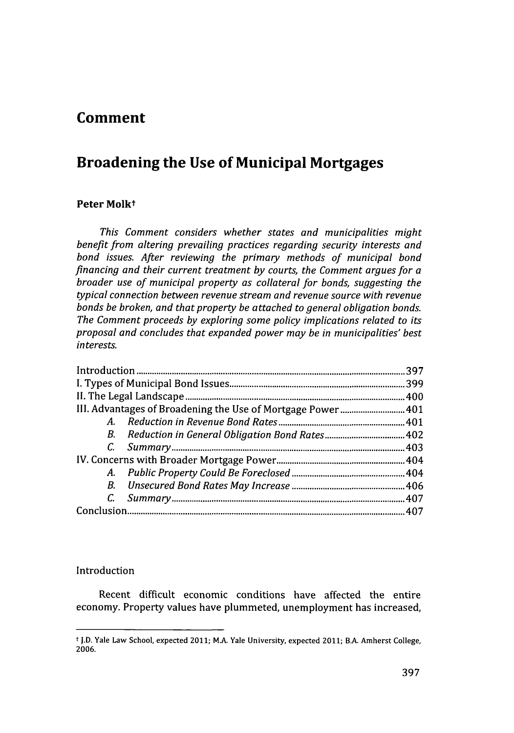# Comment

## Broadening the Use of Municipal Mortgages

**Peter Molk**†

*This Comment considers whether states and municipalities might benefit from altering prevailing practices regarding security interests and bond issues. After reviewing the primary methods of municipal bond financing and their current treatment by courts, the Comment argues for a broader use of municipal property as collateral for bonds, suggesting the typical connection between revenue stream and revenue source with revenue bonds be broken, and that property be attached to general obligation bonds. The Comment proceeds by exploring some policy implications related to its proposal and concludes that expanded power may be in municipalities' best interests.*

| | |
|---|---|
| Introduction | 397 |
| I. Types of Municipal Bond Issues | 399 |
| II. The Legal Landscape | 400 |
| III. Advantages of Broadening the Use of Mortgage Power | 401 |
| A. *Reduction in Revenue Bond Rates* | 401 |
| B. *Reduction in General Obligation Bond Rates* | 402 |
| C. *Summary* | 403 |
| IV. Concerns with Broader Mortgage Power | 404 |
| A. *Public Property Could Be Foreclosed* | 404 |
| B. *Unsecured Bond Rates May Increase* | 406 |
| C. *Summary* | 407 |
| Conclusion | 407 |

Introduction

Recent difficult economic conditions have affected the entire economy. Property values have plummeted, unemployment has increased,

† J.D. Yale Law School, expected 2011; M.A. Yale University, expected 2011; B.A. Amherst College, 2006.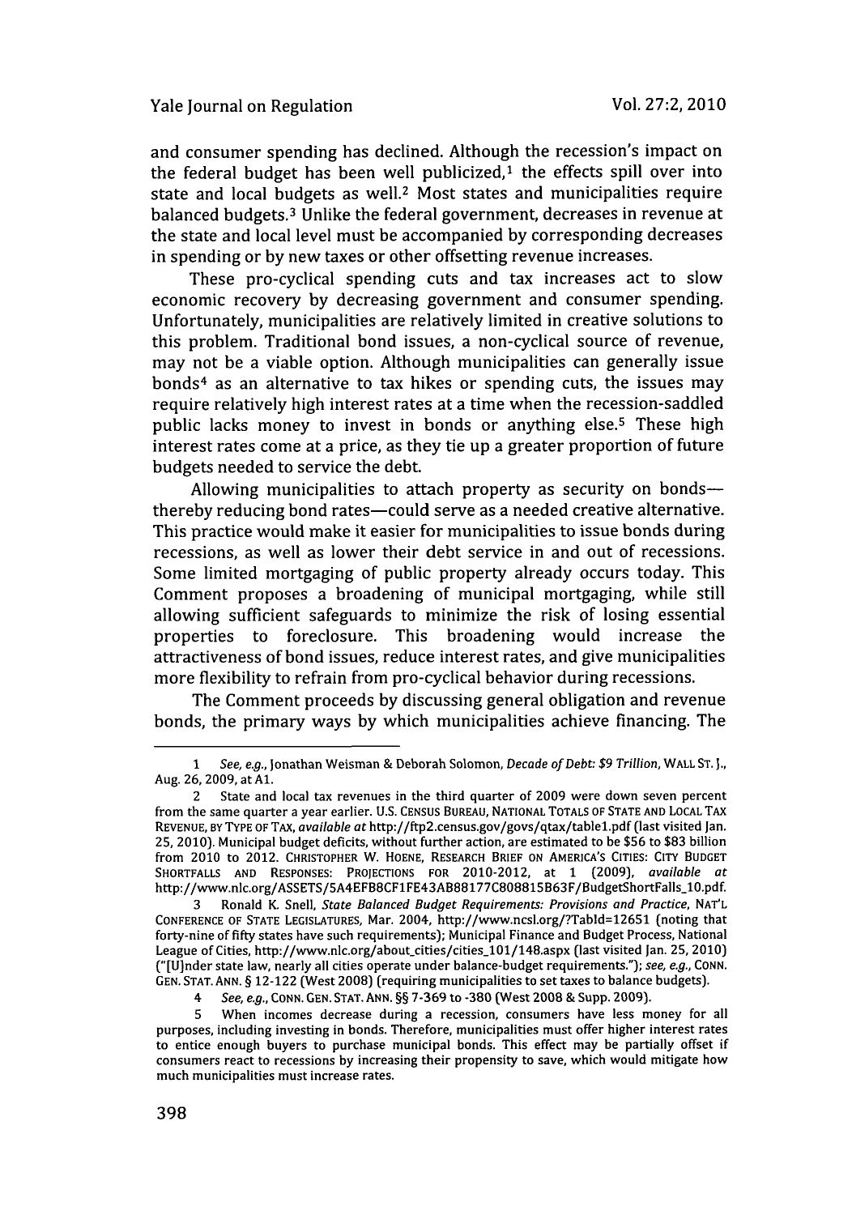and consumer spending has declined. Although the recession's impact on the federal budget has been well publicized,[1] the effects spill over into state and local budgets as well.[2] Most states and municipalities require balanced budgets.[3] Unlike the federal government, decreases in revenue at the state and local level must be accompanied by corresponding decreases in spending or by new taxes or other offsetting revenue increases.

These pro-cyclical spending cuts and tax increases act to slow economic recovery by decreasing government and consumer spending. Unfortunately, municipalities are relatively limited in creative solutions to this problem. Traditional bond issues, a non-cyclical source of revenue, may not be a viable option. Although municipalities can generally issue bonds[4] as an alternative to tax hikes or spending cuts, the issues may require relatively high interest rates at a time when the recession-saddled public lacks money to invest in bonds or anything else.[5] These high interest rates come at a price, as they tie up a greater proportion of future budgets needed to service the debt.

Allowing municipalities to attach property as security on bonds—thereby reducing bond rates—could serve as a needed creative alternative. This practice would make it easier for municipalities to issue bonds during recessions, as well as lower their debt service in and out of recessions. Some limited mortgaging of public property already occurs today. This Comment proposes a broadening of municipal mortgaging, while still allowing sufficient safeguards to minimize the risk of losing essential properties to foreclosure. This broadening would increase the attractiveness of bond issues, reduce interest rates, and give municipalities more flexibility to refrain from pro-cyclical behavior during recessions.

The Comment proceeds by discussing general obligation and revenue bonds, the primary ways by which municipalities achieve financing. The

---

1 *See, e.g.*, Jonathan Weisman & Deborah Solomon, *Decade of Debt: $9 Trillion*, WALL ST. J., Aug. 26, 2009, at A1.

2 State and local tax revenues in the third quarter of 2009 were down seven percent from the same quarter a year earlier. U.S. CENSUS BUREAU, NATIONAL TOTALS OF STATE AND LOCAL TAX REVENUE, BY TYPE OF TAX, *available at* http://ftp2.census.gov/govs/qtax/table1.pdf (last visited Jan. 25, 2010). Municipal budget deficits, without further action, are estimated to be $56 to $83 billion from 2010 to 2012. CHRISTOPHER W. HOENE, RESEARCH BRIEF ON AMERICA'S CITIES: CITY BUDGET SHORTFALLS AND RESPONSES: PROJECTIONS FOR 2010-2012, at 1 (2009), *available at* http://www.nlc.org/ASSETS/5A4EFB8CF1FE43AB88177C808815B63F/BudgetShortFalls_10.pdf.

3 Ronald K. Snell, *State Balanced Budget Requirements: Provisions and Practice*, NAT'L CONFERENCE OF STATE LEGISLATURES, Mar. 2004, http://www.ncsl.org/?TabId=12651 (noting that forty-nine of fifty states have such requirements); Municipal Finance and Budget Process, National League of Cities, http://www.nlc.org/about_cities/cities_101/148.aspx (last visited Jan. 25, 2010) ("[U]nder state law, nearly all cities operate under balance-budget requirements."); *see, e.g.*, CONN. GEN. STAT. ANN. § 12-122 (West 2008) (requiring municipalities to set taxes to balance budgets).

4 *See, e.g.*, CONN. GEN. STAT. ANN. §§ 7-369 to -380 (West 2008 & Supp. 2009).

5 When incomes decrease during a recession, consumers have less money for all purposes, including investing in bonds. Therefore, municipalities must offer higher interest rates to entice enough buyers to purchase municipal bonds. This effect may be partially offset if consumers react to recessions by increasing their propensity to save, which would mitigate how much municipalities must increase rates.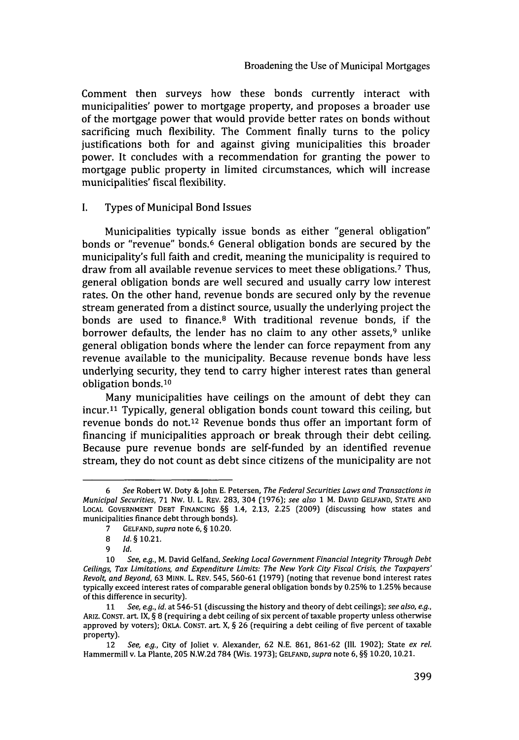Comment then surveys how these bonds currently interact with municipalities' power to mortgage property, and proposes a broader use of the mortgage power that would provide better rates on bonds without sacrificing much flexibility. The Comment finally turns to the policy justifications both for and against giving municipalities this broader power. It concludes with a recommendation for granting the power to mortgage public property in limited circumstances, which will increase municipalities' fiscal flexibility.

## I. Types of Municipal Bond Issues

Municipalities typically issue bonds as either "general obligation" bonds or "revenue" bonds.[6] General obligation bonds are secured by the municipality's full faith and credit, meaning the municipality is required to draw from all available revenue services to meet these obligations.[7] Thus, general obligation bonds are well secured and usually carry low interest rates. On the other hand, revenue bonds are secured only by the revenue stream generated from a distinct source, usually the underlying project the bonds are used to finance.[8] With traditional revenue bonds, if the borrower defaults, the lender has no claim to any other assets,[9] unlike general obligation bonds where the lender can force repayment from any revenue available to the municipality. Because revenue bonds have less underlying security, they tend to carry higher interest rates than general obligation bonds.[10]

Many municipalities have ceilings on the amount of debt they can incur.[11] Typically, general obligation bonds count toward this ceiling, but revenue bonds do not.[12] Revenue bonds thus offer an important form of financing if municipalities approach or break through their debt ceiling. Because pure revenue bonds are self-funded by an identified revenue stream, they do not count as debt since citizens of the municipality are not

---

6 *See* Robert W. Doty & John E. Petersen, *The Federal Securities Laws and Transactions in Municipal Securities*, 71 NW. U. L. REV. 283, 304 (1976); *see also* 1 M. DAVID GELFAND, STATE AND LOCAL GOVERNMENT DEBT FINANCING §§ 1.4, 2.13, 2.25 (2009) (discussing how states and municipalities finance debt through bonds).

7 GELFAND, *supra* note 6, § 10.20.

8 *Id.* § 10.21.

9 *Id.*

10 *See, e.g.*, M. David Gelfand, *Seeking Local Government Financial Integrity Through Debt Ceilings, Tax Limitations, and Expenditure Limits: The New York City Fiscal Crisis, the Taxpayers' Revolt, and Beyond*, 63 MINN. L. REV. 545, 560-61 (1979) (noting that revenue bond interest rates typically exceed interest rates of comparable general obligation bonds by 0.25% to 1.25% because of this difference in security).

11 *See, e.g.*, *id.* at 546-51 (discussing the history and theory of debt ceilings); *see also, e.g.*, ARIZ. CONST. art. IX, § 8 (requiring a debt ceiling of six percent of taxable property unless otherwise approved by voters); OKLA. CONST. art. X, § 26 (requiring a debt ceiling of five percent of taxable property).

12 *See, e.g.*, City of Joliet v. Alexander, 62 N.E. 861, 861-62 (Ill. 1902); State *ex rel.* Hammermill v. La Plante, 205 N.W.2d 784 (Wis. 1973); GELFAND, *supra* note 6, §§ 10.20, 10.21.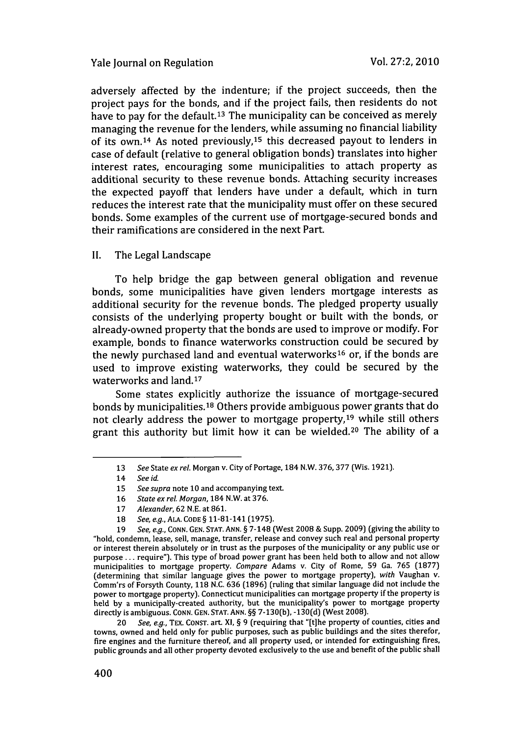adversely affected by the indenture; if the project succeeds, then the project pays for the bonds, and if the project fails, then residents do not have to pay for the default.[13] The municipality can be conceived as merely managing the revenue for the lenders, while assuming no financial liability of its own.[14] As noted previously,[15] this decreased payout to lenders in case of default (relative to general obligation bonds) translates into higher interest rates, encouraging some municipalities to attach property as additional security to these revenue bonds. Attaching security increases the expected payoff that lenders have under a default, which in turn reduces the interest rate that the municipality must offer on these secured bonds. Some examples of the current use of mortgage-secured bonds and their ramifications are considered in the next Part.

## II. The Legal Landscape

To help bridge the gap between general obligation and revenue bonds, some municipalities have given lenders mortgage interests as additional security for the revenue bonds. The pledged property usually consists of the underlying property bought or built with the bonds, or already-owned property that the bonds are used to improve or modify. For example, bonds to finance waterworks construction could be secured by the newly purchased land and eventual waterworks[16] or, if the bonds are used to improve existing waterworks, they could be secured by the waterworks and land.[17]

Some states explicitly authorize the issuance of mortgage-secured bonds by municipalities.[18] Others provide ambiguous power grants that do not clearly address the power to mortgage property,[19] while still others grant this authority but limit how it can be wielded.[20] The ability of a

---

13 *See* State *ex rel.* Morgan v. City of Portage, 184 N.W. 376, 377 (Wis. 1921).

14 *See id.*

15 *See supra* note 10 and accompanying text.

16 *State ex rel. Morgan*, 184 N.W. at 376.

17 *Alexander*, 62 N.E. at 861.

18 *See, e.g.*, ALA. CODE § 11-81-141 (1975).

19 *See, e.g.*, CONN. GEN. STAT. ANN. § 7-148 (West 2008 & Supp. 2009) (giving the ability to "hold, condemn, lease, sell, manage, transfer, release and convey such real and personal property or interest therein absolutely or in trust as the purposes of the municipality or any public use or purpose . . . require"). This type of broad power grant has been held both to allow and not allow municipalities to mortgage property. *Compare* Adams v. City of Rome, 59 Ga. 765 (1877) (determining that similar language gives the power to mortgage property), *with* Vaughan v. Comm'rs of Forsyth County, 118 N.C. 636 (1896) (ruling that similar language did not include the power to mortgage property). Connecticut municipalities can mortgage property if the property is held by a municipally-created authority, but the municipality's power to mortgage property directly is ambiguous. CONN. GEN. STAT. ANN. §§ 7-130(b), -130(d) (West 2008).

20 *See, e.g.*, TEX. CONST. art. XI, § 9 (requiring that "[t]he property of counties, cities and towns, owned and held only for public purposes, such as public buildings and the sites therefor, fire engines and the furniture thereof, and all property used, or intended for extinguishing fires, public grounds and all other property devoted exclusively to the use and benefit of the public shall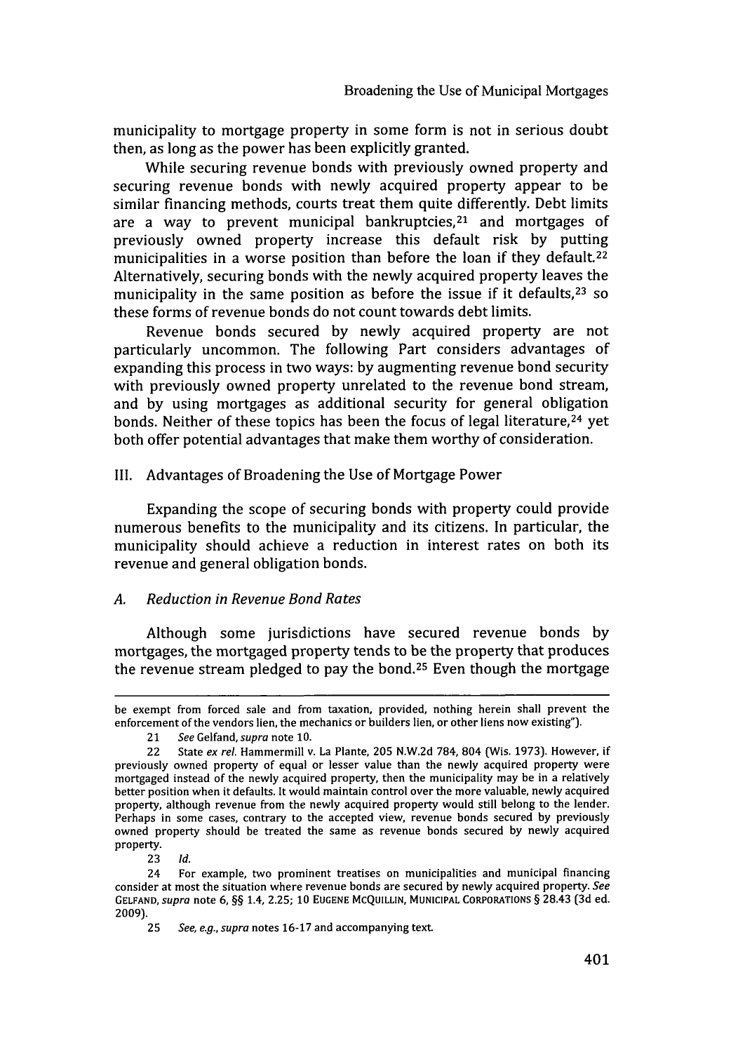municipality to mortgage property in some form is not in serious doubt then, as long as the power has been explicitly granted.

While securing revenue bonds with previously owned property and securing revenue bonds with newly acquired property appear to be similar financing methods, courts treat them quite differently. Debt limits are a way to prevent municipal bankruptcies,[21] and mortgages of previously owned property increase this default risk by putting municipalities in a worse position than before the loan if they default.[22] Alternatively, securing bonds with the newly acquired property leaves the municipality in the same position as before the issue if it defaults,[23] so these forms of revenue bonds do not count towards debt limits.

Revenue bonds secured by newly acquired property are not particularly uncommon. The following Part considers advantages of expanding this process in two ways: by augmenting revenue bond security with previously owned property unrelated to the revenue bond stream, and by using mortgages as additional security for general obligation bonds. Neither of these topics has been the focus of legal literature,[24] yet both offer potential advantages that make them worthy of consideration.

## III. Advantages of Broadening the Use of Mortgage Power

Expanding the scope of securing bonds with property could provide numerous benefits to the municipality and its citizens. In particular, the municipality should achieve a reduction in interest rates on both its revenue and general obligation bonds.

### *A. Reduction in Revenue Bond Rates*

Although some jurisdictions have secured revenue bonds by mortgages, the mortgaged property tends to be the property that produces the revenue stream pledged to pay the bond.[25] Even though the mortgage

---

be exempt from forced sale and from taxation, provided, nothing herein shall prevent the enforcement of the vendors lien, the mechanics or builders lien, or other liens now existing").

21 *See* Gelfand, *supra* note 10.

22 State *ex rel.* Hammermill v. La Plante, 205 N.W.2d 784, 804 (Wis. 1973). However, if previously owned property of equal or lesser value than the newly acquired property were mortgaged instead of the newly acquired property, then the municipality may be in a relatively better position when it defaults. It would maintain control over the more valuable, newly acquired property, although revenue from the newly acquired property would still belong to the lender. Perhaps in some cases, contrary to the accepted view, revenue bonds secured by previously owned property should be treated the same as revenue bonds secured by newly acquired property.

23 *Id.*

24 For example, two prominent treatises on municipalities and municipal financing consider at most the situation where revenue bonds are secured by newly acquired property. *See* GELFAND, *supra* note 6, §§ 1.4, 2.25; 10 EUGENE MCQUILLIN, MUNICIPAL CORPORATIONS § 28.43 (3d ed. 2009).

25 *See, e.g.*, *supra* notes 16-17 and accompanying text.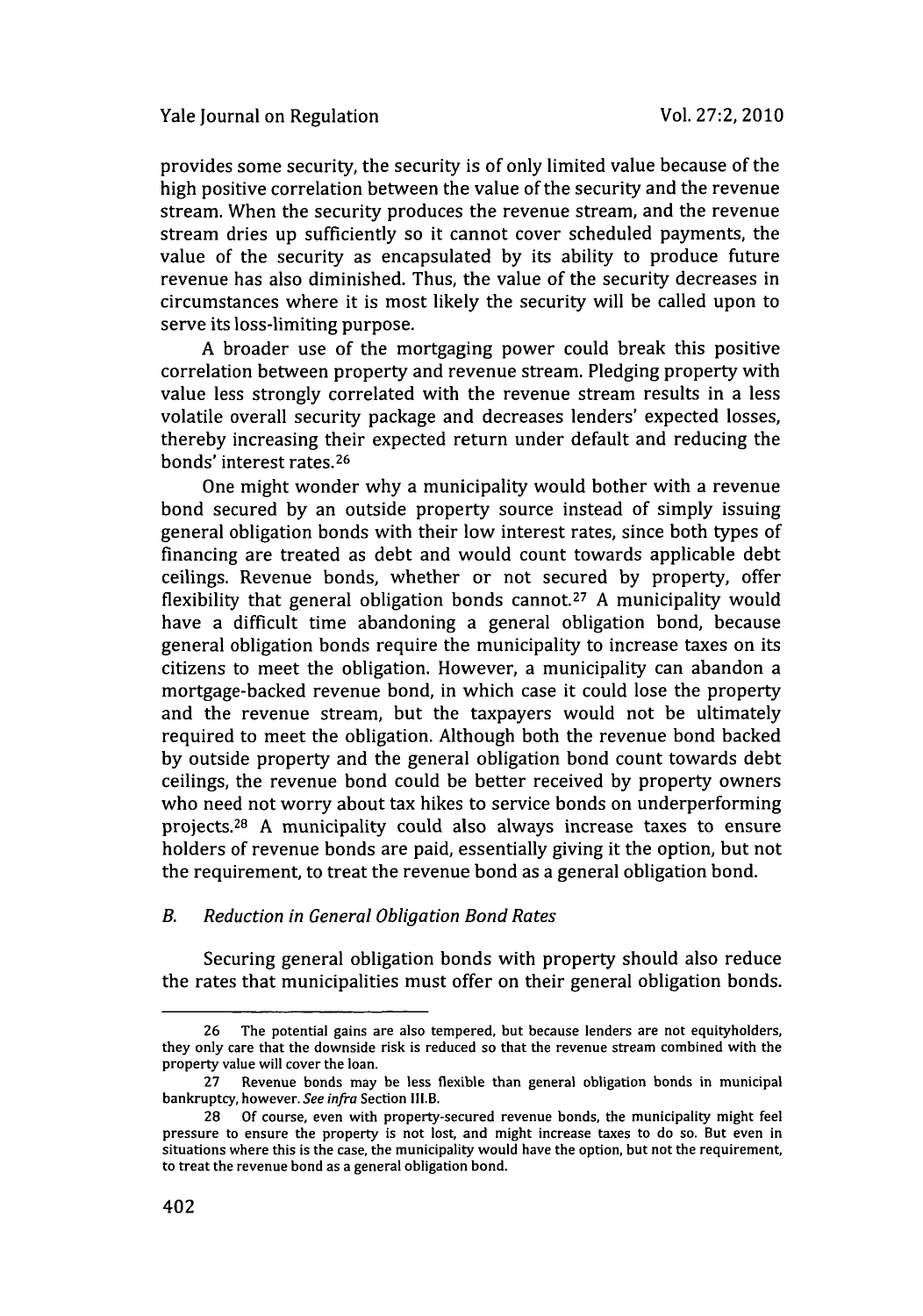provides some security, the security is of only limited value because of the high positive correlation between the value of the security and the revenue stream. When the security produces the revenue stream, and the revenue stream dries up sufficiently so it cannot cover scheduled payments, the value of the security as encapsulated by its ability to produce future revenue has also diminished. Thus, the value of the security decreases in circumstances where it is most likely the security will be called upon to serve its loss-limiting purpose.

A broader use of the mortgaging power could break this positive correlation between property and revenue stream. Pledging property with value less strongly correlated with the revenue stream results in a less volatile overall security package and decreases lenders' expected losses, thereby increasing their expected return under default and reducing the bonds' interest rates.[26]

One might wonder why a municipality would bother with a revenue bond secured by an outside property source instead of simply issuing general obligation bonds with their low interest rates, since both types of financing are treated as debt and would count towards applicable debt ceilings. Revenue bonds, whether or not secured by property, offer flexibility that general obligation bonds cannot.[27] A municipality would have a difficult time abandoning a general obligation bond, because general obligation bonds require the municipality to increase taxes on its citizens to meet the obligation. However, a municipality can abandon a mortgage-backed revenue bond, in which case it could lose the property and the revenue stream, but the taxpayers would not be ultimately required to meet the obligation. Although both the revenue bond backed by outside property and the general obligation bond count towards debt ceilings, the revenue bond could be better received by property owners who need not worry about tax hikes to service bonds on underperforming projects.[28] A municipality could also always increase taxes to ensure holders of revenue bonds are paid, essentially giving it the option, but not the requirement, to treat the revenue bond as a general obligation bond.

### B. Reduction in General Obligation Bond Rates

Securing general obligation bonds with property should also reduce the rates that municipalities must offer on their general obligation bonds.

---

26 The potential gains are also tempered, but because lenders are not equityholders, they only care that the downside risk is reduced so that the revenue stream combined with the property value will cover the loan.

27 Revenue bonds may be less flexible than general obligation bonds in municipal bankruptcy, however. *See infra* Section III.B.

28 Of course, even with property-secured revenue bonds, the municipality might feel pressure to ensure the property is not lost, and might increase taxes to do so. But even in situations where this is the case, the municipality would have the option, but not the requirement, to treat the revenue bond as a general obligation bond.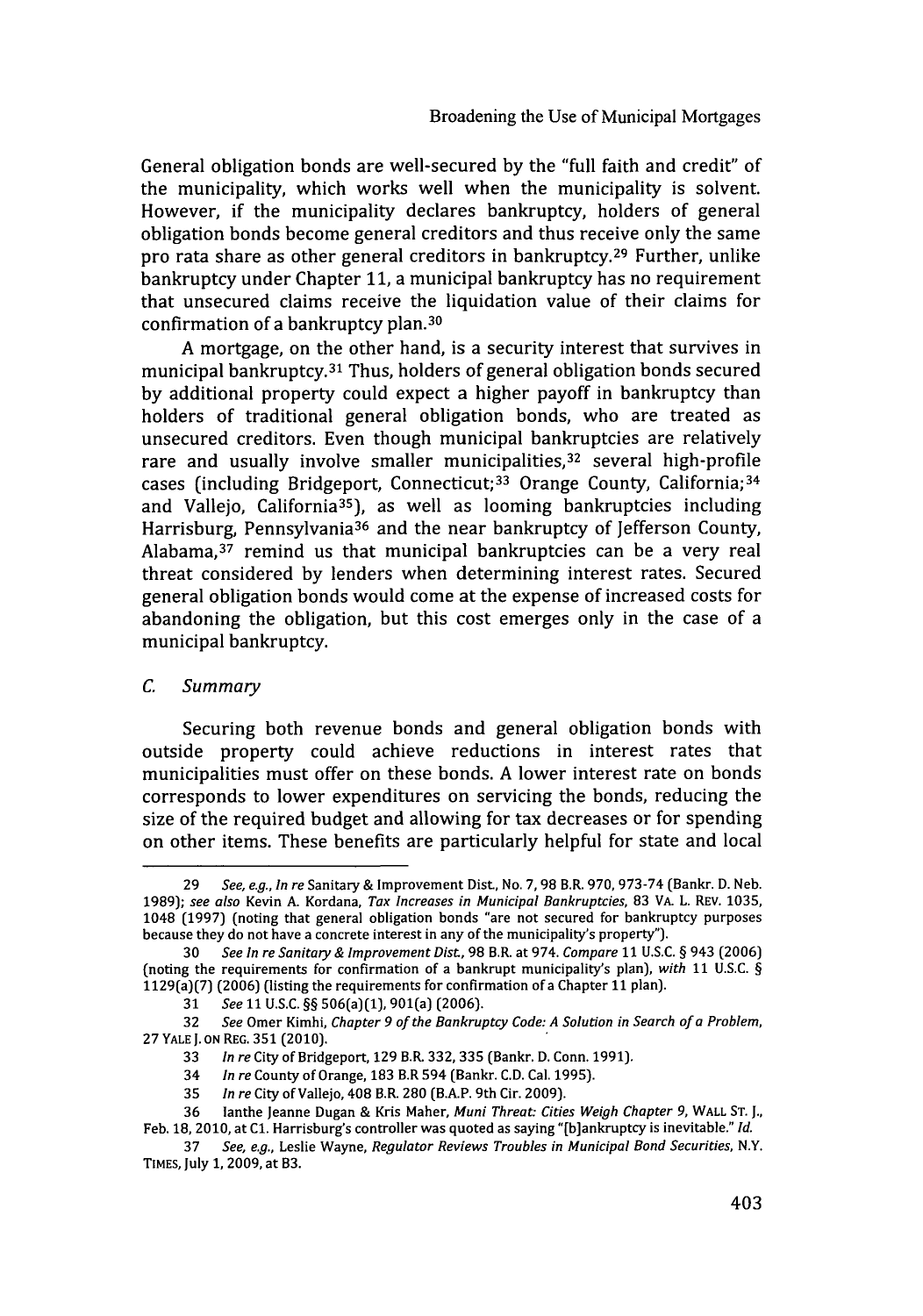General obligation bonds are well-secured by the "full faith and credit" of the municipality, which works well when the municipality is solvent. However, if the municipality declares bankruptcy, holders of general obligation bonds become general creditors and thus receive only the same pro rata share as other general creditors in bankruptcy.[29] Further, unlike bankruptcy under Chapter 11, a municipal bankruptcy has no requirement that unsecured claims receive the liquidation value of their claims for confirmation of a bankruptcy plan.[30]

A mortgage, on the other hand, is a security interest that survives in municipal bankruptcy.[31] Thus, holders of general obligation bonds secured by additional property could expect a higher payoff in bankruptcy than holders of traditional general obligation bonds, who are treated as unsecured creditors. Even though municipal bankruptcies are relatively rare and usually involve smaller municipalities,[32] several high-profile cases (including Bridgeport, Connecticut;[33] Orange County, California;[34] and Vallejo, California[35]), as well as looming bankruptcies including Harrisburg, Pennsylvania[36] and the near bankruptcy of Jefferson County, Alabama,[37] remind us that municipal bankruptcies can be a very real threat considered by lenders when determining interest rates. Secured general obligation bonds would come at the expense of increased costs for abandoning the obligation, but this cost emerges only in the case of a municipal bankruptcy.

### *C. Summary*

Securing both revenue bonds and general obligation bonds with outside property could achieve reductions in interest rates that municipalities must offer on these bonds. A lower interest rate on bonds corresponds to lower expenditures on servicing the bonds, reducing the size of the required budget and allowing for tax decreases or for spending on other items. These benefits are particularly helpful for state and local

---

29 *See, e.g., In re* Sanitary & Improvement Dist., No. 7, 98 B.R. 970, 973-74 (Bankr. D. Neb. 1989); *see also* Kevin A. Kordana, *Tax Increases in Municipal Bankruptcies*, 83 VA. L. REV. 1035, 1048 (1997) (noting that general obligation bonds "are not secured for bankruptcy purposes because they do not have a concrete interest in any of the municipality's property").

30 *See In re Sanitary & Improvement Dist.*, 98 B.R. at 974. *Compare* 11 U.S.C. § 943 (2006) (noting the requirements for confirmation of a bankrupt municipality's plan), *with* 11 U.S.C. § 1129(a)(7) (2006) (listing the requirements for confirmation of a Chapter 11 plan).

31 *See* 11 U.S.C. §§ 506(a)(1), 901(a) (2006).

32 *See* Omer Kimhi, *Chapter 9 of the Bankruptcy Code: A Solution in Search of a Problem*, 27 YALE J. ON REG. 351 (2010).

33 *In re* City of Bridgeport, 129 B.R. 332, 335 (Bankr. D. Conn. 1991).

34 *In re* County of Orange, 183 B.R 594 (Bankr. C.D. Cal. 1995).

35 *In re* City of Vallejo, 408 B.R. 280 (B.A.P. 9th Cir. 2009).

36 Ianthe Jeanne Dugan & Kris Maher, *Muni Threat: Cities Weigh Chapter 9*, WALL ST. J., Feb. 18, 2010, at C1. Harrisburg's controller was quoted as saying "[b]ankruptcy is inevitable." *Id.*

37 *See, e.g.*, Leslie Wayne, *Regulator Reviews Troubles in Municipal Bond Securities*, N.Y. TIMES, July 1, 2009, at B3.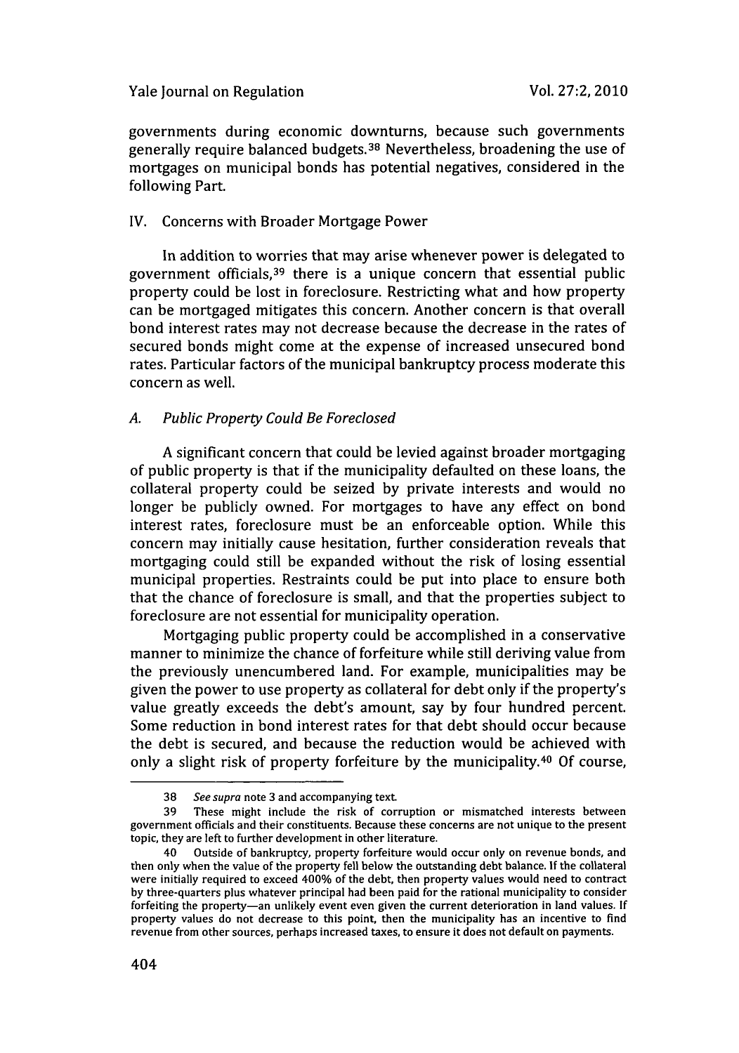governments during economic downturns, because such governments generally require balanced budgets.[38] Nevertheless, broadening the use of mortgages on municipal bonds has potential negatives, considered in the following Part.

## IV. Concerns with Broader Mortgage Power

In addition to worries that may arise whenever power is delegated to government officials,[39] there is a unique concern that essential public property could be lost in foreclosure. Restricting what and how property can be mortgaged mitigates this concern. Another concern is that overall bond interest rates may not decrease because the decrease in the rates of secured bonds might come at the expense of increased unsecured bond rates. Particular factors of the municipal bankruptcy process moderate this concern as well.

### *A. Public Property Could Be Foreclosed*

A significant concern that could be levied against broader mortgaging of public property is that if the municipality defaulted on these loans, the collateral property could be seized by private interests and would no longer be publicly owned. For mortgages to have any effect on bond interest rates, foreclosure must be an enforceable option. While this concern may initially cause hesitation, further consideration reveals that mortgaging could still be expanded without the risk of losing essential municipal properties. Restraints could be put into place to ensure both that the chance of foreclosure is small, and that the properties subject to foreclosure are not essential for municipality operation.

Mortgaging public property could be accomplished in a conservative manner to minimize the chance of forfeiture while still deriving value from the previously unencumbered land. For example, municipalities may be given the power to use property as collateral for debt only if the property's value greatly exceeds the debt's amount, say by four hundred percent. Some reduction in bond interest rates for that debt should occur because the debt is secured, and because the reduction would be achieved with only a slight risk of property forfeiture by the municipality.[40] Of course,

---

38 *See supra* note 3 and accompanying text.

39 These might include the risk of corruption or mismatched interests between government officials and their constituents. Because these concerns are not unique to the present topic, they are left to further development in other literature.

40 Outside of bankruptcy, property forfeiture would occur only on revenue bonds, and then only when the value of the property fell below the outstanding debt balance. If the collateral were initially required to exceed 400% of the debt, then property values would need to contract by three-quarters plus whatever principal had been paid for the rational municipality to consider forfeiting the property—an unlikely event even given the current deterioration in land values. If property values do not decrease to this point, then the municipality has an incentive to find revenue from other sources, perhaps increased taxes, to ensure it does not default on payments.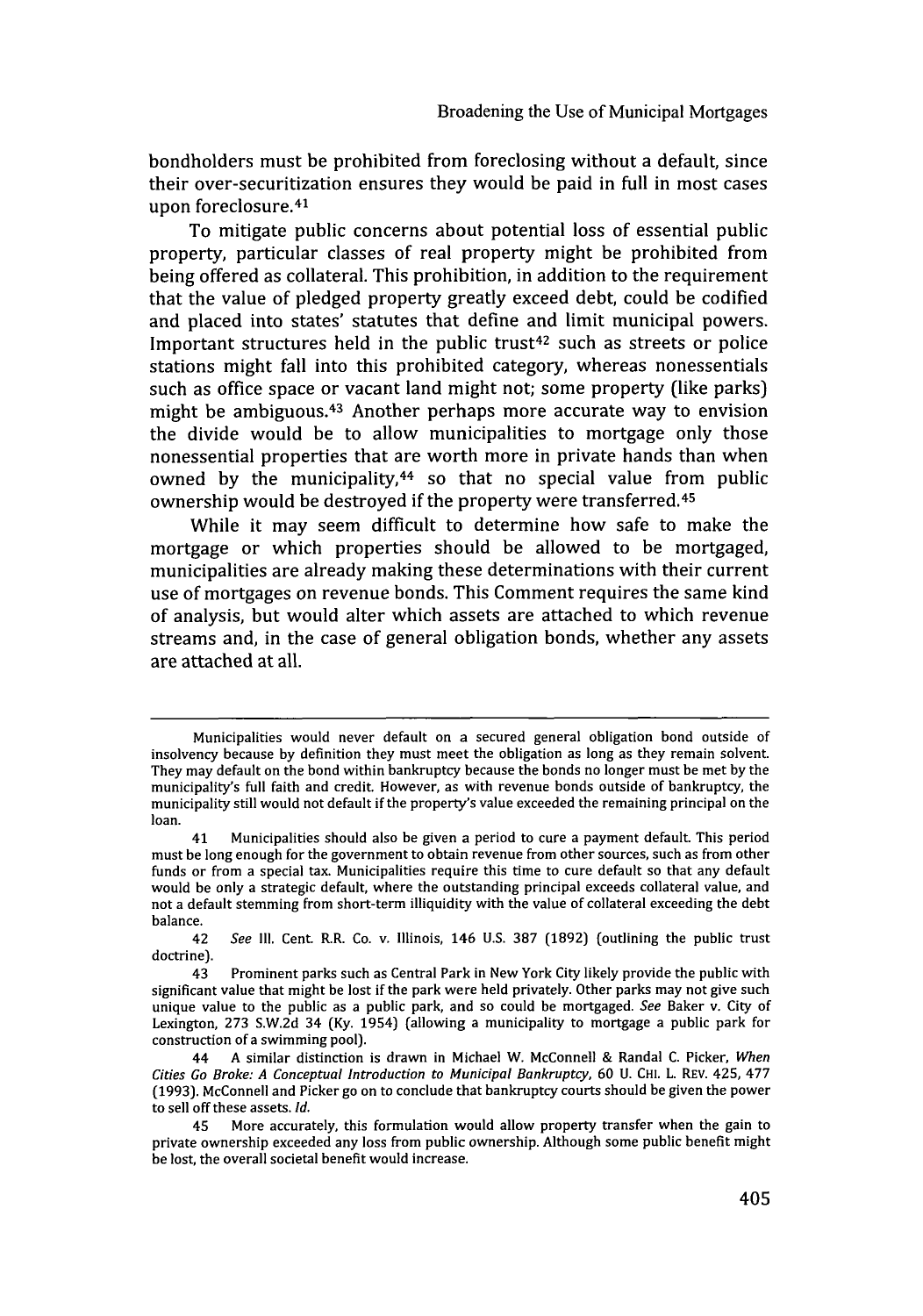bondholders must be prohibited from foreclosing without a default, since their over-securitization ensures they would be paid in full in most cases upon foreclosure.[41]

To mitigate public concerns about potential loss of essential public property, particular classes of real property might be prohibited from being offered as collateral. This prohibition, in addition to the requirement that the value of pledged property greatly exceed debt, could be codified and placed into states' statutes that define and limit municipal powers. Important structures held in the public trust[42] such as streets or police stations might fall into this prohibited category, whereas nonessentials such as office space or vacant land might not; some property (like parks) might be ambiguous.[43] Another perhaps more accurate way to envision the divide would be to allow municipalities to mortgage only those nonessential properties that are worth more in private hands than when owned by the municipality,[44] so that no special value from public ownership would be destroyed if the property were transferred.[45]

While it may seem difficult to determine how safe to make the mortgage or which properties should be allowed to be mortgaged, municipalities are already making these determinations with their current use of mortgages on revenue bonds. This Comment requires the same kind of analysis, but would alter which assets are attached to which revenue streams and, in the case of general obligation bonds, whether any assets are attached at all.

---

Municipalities would never default on a secured general obligation bond outside of insolvency because by definition they must meet the obligation as long as they remain solvent. They may default on the bond within bankruptcy because the bonds no longer must be met by the municipality's full faith and credit. However, as with revenue bonds outside of bankruptcy, the municipality still would not default if the property's value exceeded the remaining principal on the loan.

41 Municipalities should also be given a period to cure a payment default. This period must be long enough for the government to obtain revenue from other sources, such as from other funds or from a special tax. Municipalities require this time to cure default so that any default would be only a strategic default, where the outstanding principal exceeds collateral value, and not a default stemming from short-term illiquidity with the value of collateral exceeding the debt balance.

42 *See* Ill. Cent. R.R. Co. v. Illinois, 146 U.S. 387 (1892) (outlining the public trust doctrine).

43 Prominent parks such as Central Park in New York City likely provide the public with significant value that might be lost if the park were held privately. Other parks may not give such unique value to the public as a public park, and so could be mortgaged. *See* Baker v. City of Lexington, 273 S.W.2d 34 (Ky. 1954) (allowing a municipality to mortgage a public park for construction of a swimming pool).

44 A similar distinction is drawn in Michael W. McConnell & Randal C. Picker, *When Cities Go Broke: A Conceptual Introduction to Municipal Bankruptcy*, 60 U. CHI. L. REV. 425, 477 (1993). McConnell and Picker go on to conclude that bankruptcy courts should be given the power to sell off these assets. *Id.*

45 More accurately, this formulation would allow property transfer when the gain to private ownership exceeded any loss from public ownership. Although some public benefit might be lost, the overall societal benefit would increase.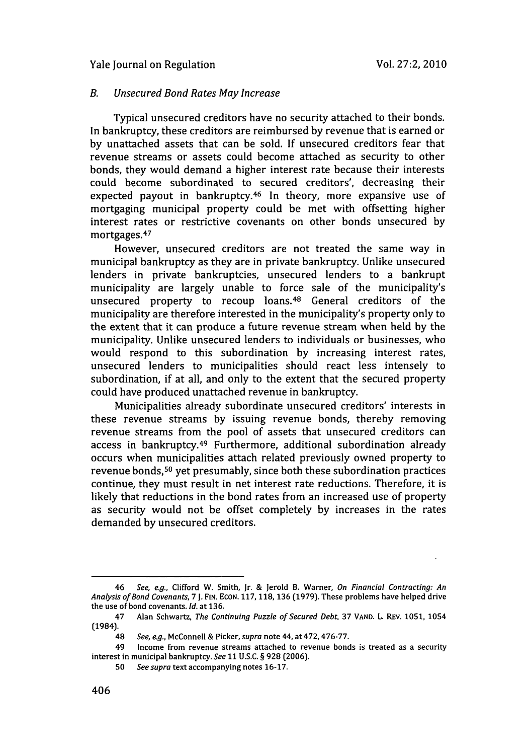### *B. Unsecured Bond Rates May Increase*

Typical unsecured creditors have no security attached to their bonds. In bankruptcy, these creditors are reimbursed by revenue that is earned or by unattached assets that can be sold. If unsecured creditors fear that revenue streams or assets could become attached as security to other bonds, they would demand a higher interest rate because their interests could become subordinated to secured creditors', decreasing their expected payout in bankruptcy.[46] In theory, more expansive use of mortgaging municipal property could be met with offsetting higher interest rates or restrictive covenants on other bonds unsecured by mortgages.[47]

However, unsecured creditors are not treated the same way in municipal bankruptcy as they are in private bankruptcy. Unlike unsecured lenders in private bankruptcies, unsecured lenders to a bankrupt municipality are largely unable to force sale of the municipality's unsecured property to recoup loans.[48] General creditors of the municipality are therefore interested in the municipality's property only to the extent that it can produce a future revenue stream when held by the municipality. Unlike unsecured lenders to individuals or businesses, who would respond to this subordination by increasing interest rates, unsecured lenders to municipalities should react less intensely to subordination, if at all, and only to the extent that the secured property could have produced unattached revenue in bankruptcy.

Municipalities already subordinate unsecured creditors' interests in these revenue streams by issuing revenue bonds, thereby removing revenue streams from the pool of assets that unsecured creditors can access in bankruptcy.[49] Furthermore, additional subordination already occurs when municipalities attach related previously owned property to revenue bonds,[50] yet presumably, since both these subordination practices continue, they must result in net interest rate reductions. Therefore, it is likely that reductions in the bond rates from an increased use of property as security would not be offset completely by increases in the rates demanded by unsecured creditors.

---

46 *See, e.g.*, Clifford W. Smith, Jr. & Jerold B. Warner, *On Financial Contracting: An Analysis of Bond Covenants*, 7 J. FIN. ECON. 117, 118, 136 (1979). These problems have helped drive the use of bond covenants. *Id.* at 136.

47 Alan Schwartz, *The Continuing Puzzle of Secured Debt*, 37 VAND. L. REV. 1051, 1054 (1984).

48 *See, e.g.*, McConnell & Picker, *supra* note 44, at 472, 476-77.

49 Income from revenue streams attached to revenue bonds is treated as a security interest in municipal bankruptcy. *See* 11 U.S.C. § 928 (2006).

50 *See supra* text accompanying notes 16-17.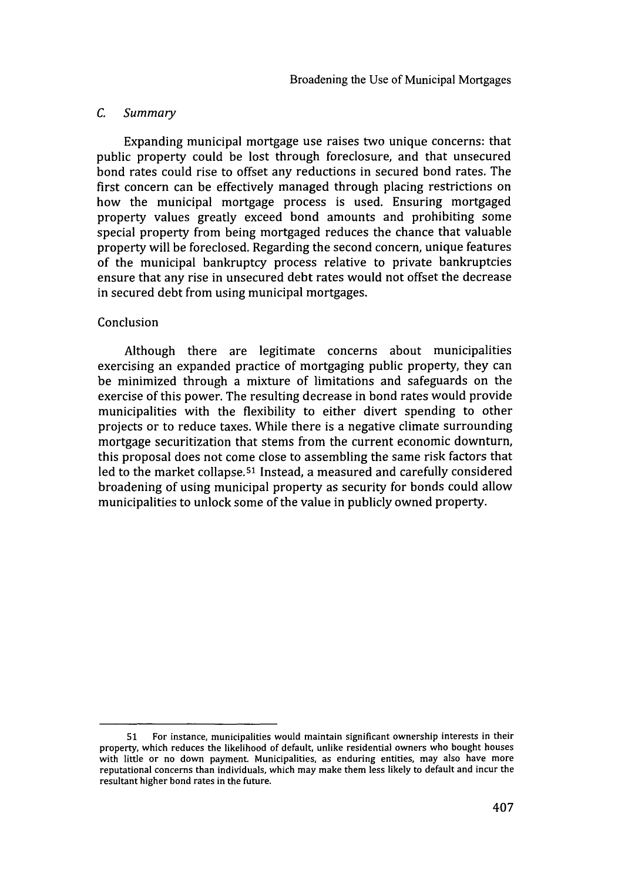### *C. Summary*

Expanding municipal mortgage use raises two unique concerns: that public property could be lost through foreclosure, and that unsecured bond rates could rise to offset any reductions in secured bond rates. The first concern can be effectively managed through placing restrictions on how the municipal mortgage process is used. Ensuring mortgaged property values greatly exceed bond amounts and prohibiting some special property from being mortgaged reduces the chance that valuable property will be foreclosed. Regarding the second concern, unique features of the municipal bankruptcy process relative to private bankruptcies ensure that any rise in unsecured debt rates would not offset the decrease in secured debt from using municipal mortgages.

## Conclusion

Although there are legitimate concerns about municipalities exercising an expanded practice of mortgaging public property, they can be minimized through a mixture of limitations and safeguards on the exercise of this power. The resulting decrease in bond rates would provide municipalities with the flexibility to either divert spending to other projects or to reduce taxes. While there is a negative climate surrounding mortgage securitization that stems from the current economic downturn, this proposal does not come close to assembling the same risk factors that led to the market collapse.[51] Instead, a measured and carefully considered broadening of using municipal property as security for bonds could allow municipalities to unlock some of the value in publicly owned property.

---

51 For instance, municipalities would maintain significant ownership interests in their property, which reduces the likelihood of default, unlike residential owners who bought houses with little or no down payment. Municipalities, as enduring entities, may also have more reputational concerns than individuals, which may make them less likely to default and incur the resultant higher bond rates in the future.